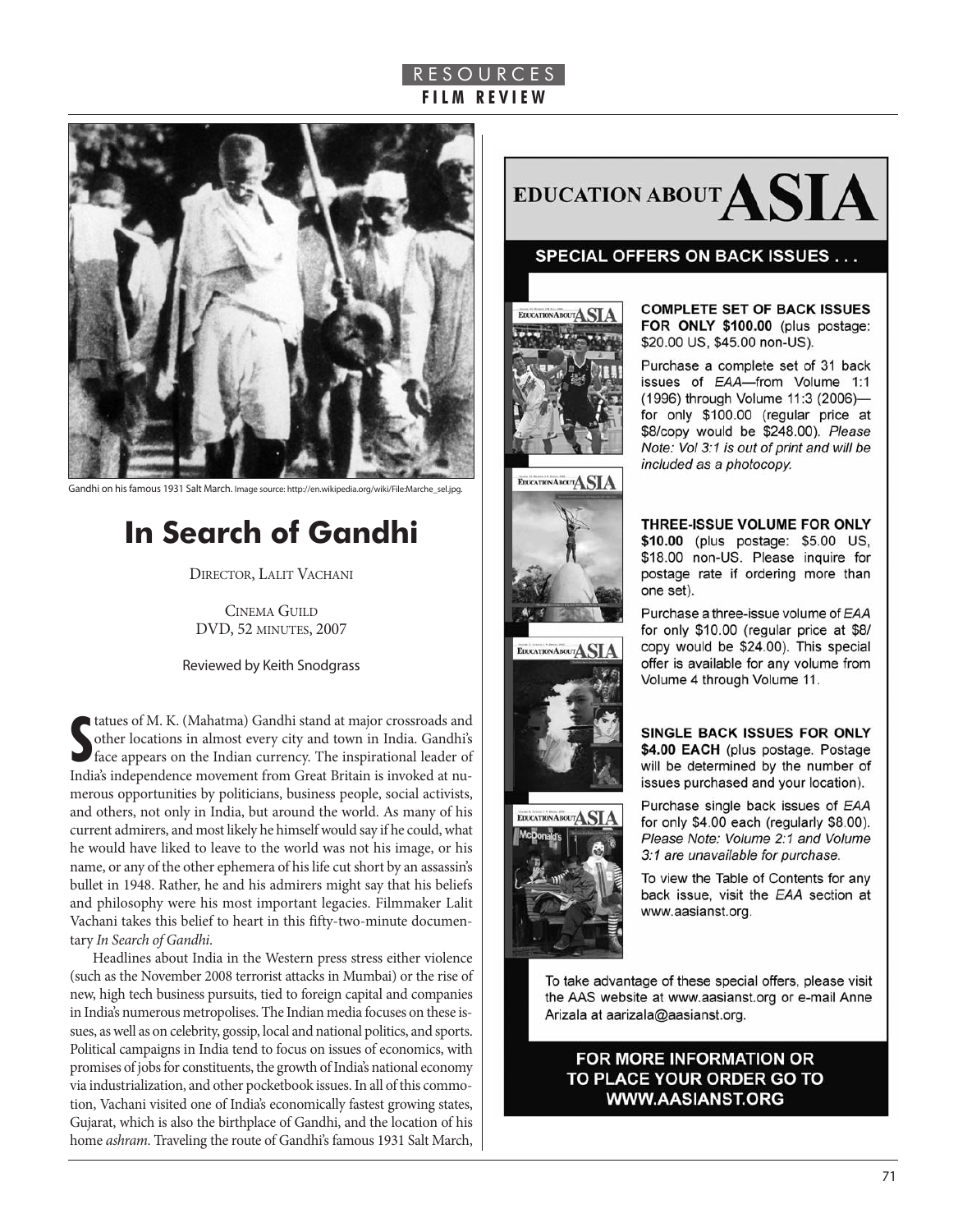RESOURCES
**FILM REVIEW**

Gandhi on his famous 1931 Salt March. Image source: http://en.wikipedia.org/wiki/File:Marche_sel.jpg.

# In Search of Gandhi

DIRECTOR, LALIT VACHANI

CINEMA GUILD
DVD, 52 MINUTES, 2007

Reviewed by Keith Snodgrass

Statues of M. K. (Mahatma) Gandhi stand at major crossroads and other locations in almost every city and town in India. Gandhi's face appears on the Indian currency. The inspirational leader of India's independence movement from Great Britain is invoked at numerous opportunities by politicians, business people, social activists, and others, not only in India, but around the world. As many of his current admirers, and most likely he himself would say if he could, what he would have liked to leave to the world was not his image, or his name, or any of the other ephemera of his life cut short by an assassin's bullet in 1948. Rather, he and his admirers might say that his beliefs and philosophy were his most important legacies. Filmmaker Lalit Vachani takes this belief to heart in this fifty-two-minute documentary *In Search of Gandhi*.

Headlines about India in the Western press stress either violence (such as the November 2008 terrorist attacks in Mumbai) or the rise of new, high tech business pursuits, tied to foreign capital and companies in India's numerous metropolises. The Indian media focuses on these issues, as well as on celebrity, gossip, local and national politics, and sports. Political campaigns in India tend to focus on issues of economics, with promises of jobs for constituents, the growth of India's national economy via industrialization, and other pocketbook issues. In all of this commotion, Vachani visited one of India's economically fastest growing states, Gujarat, which is also the birthplace of Gandhi, and the location of his home *ashram*. Traveling the route of Gandhi's famous 1931 Salt March,

# EDUCATION ABOUT ASIA

## SPECIAL OFFERS ON BACK ISSUES . . .

**COMPLETE SET OF BACK ISSUES FOR ONLY $100.00** (plus postage: $20.00 US, $45.00 non-US).

Purchase a complete set of 31 back issues of *EAA*—from Volume 1:1 (1996) through Volume 11:3 (2006)—for only $100.00 (regular price at $8/copy would be $248.00). *Please Note: Vol 3:1 is out of print and will be included as a photocopy.*

**THREE-ISSUE VOLUME FOR ONLY $10.00** (plus postage: $5.00 US, $18.00 non-US. Please inquire for postage rate if ordering more than one set).

Purchase a three-issue volume of *EAA* for only $10.00 (regular price at $8/copy would be $24.00). This special offer is available for any volume from Volume 4 through Volume 11.

**SINGLE BACK ISSUES FOR ONLY $4.00 EACH** (plus postage. Postage will be determined by the number of issues purchased and your location).

Purchase single back issues of *EAA* for only $4.00 each (regularly $8.00). *Please Note: Volume 2:1 and Volume 3:1 are unavailable for purchase.*

To view the Table of Contents for any back issue, visit the *EAA* section at www.aasianst.org.

To take advantage of these special offers, please visit the AAS website at www.aasianst.org or e-mail Anne Arizala at aarizala@aasianst.org.

**FOR MORE INFORMATION OR TO PLACE YOUR ORDER GO TO WWW.AASIANST.ORG**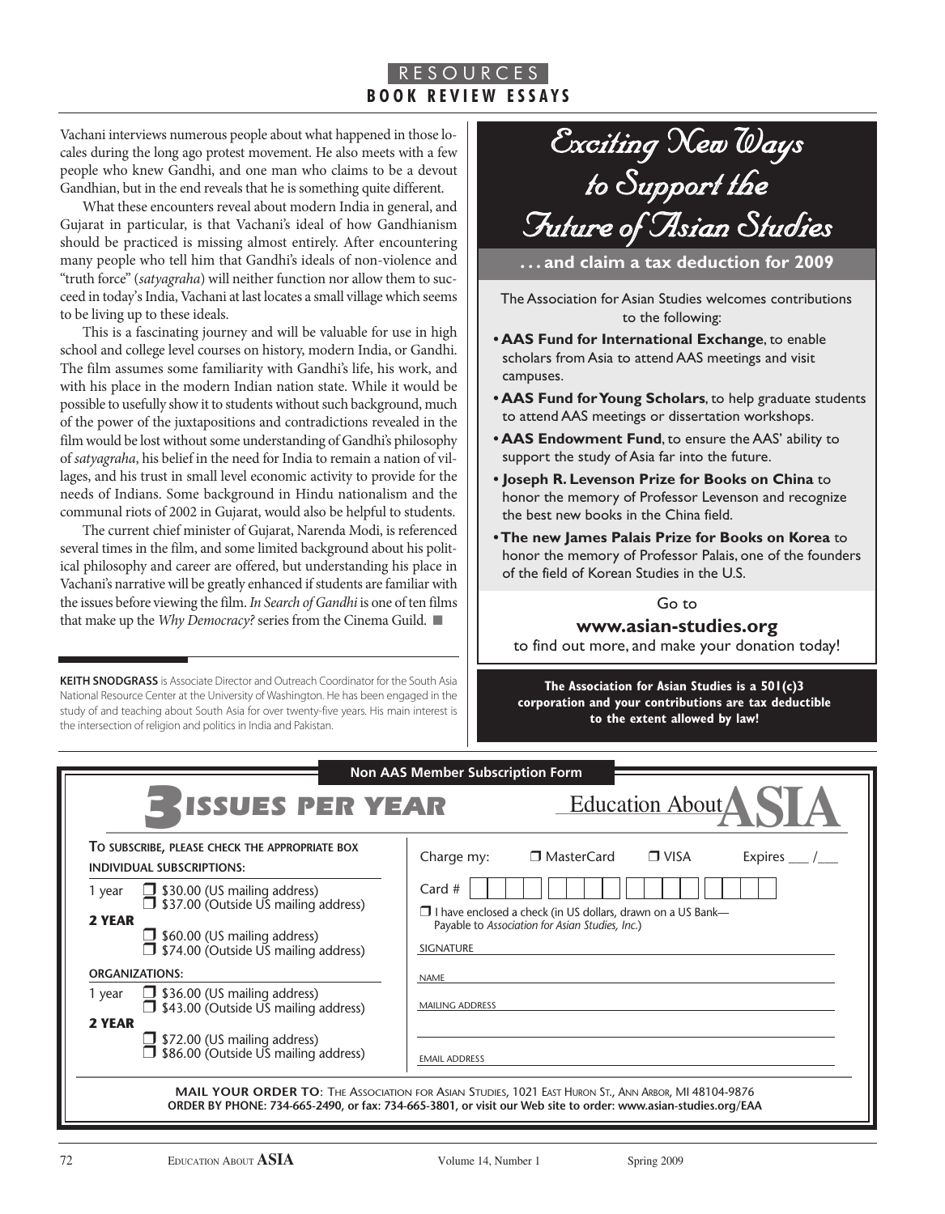RESOURCES
BOOK REVIEW ESSAYS

Vachani interviews numerous people about what happened in those locales during the long ago protest movement. He also meets with a few people who knew Gandhi, and one man who claims to be a devout Gandhian, but in the end reveals that he is something quite different.

What these encounters reveal about modern India in general, and Gujarat in particular, is that Vachani's ideal of how Gandhianism should be practiced is missing almost entirely. After encountering many people who tell him that Gandhi's ideals of non-violence and "truth force" (*satyagraha*) will neither function nor allow them to succeed in today's India, Vachani at last locates a small village which seems to be living up to these ideals.

This is a fascinating journey and will be valuable for use in high school and college level courses on history, modern India, or Gandhi. The film assumes some familiarity with Gandhi's life, his work, and with his place in the modern Indian nation state. While it would be possible to usefully show it to students without such background, much of the power of the juxtapositions and contradictions revealed in the film would be lost without some understanding of Gandhi's philosophy of *satyagraha*, his belief in the need for India to remain a nation of villages, and his trust in small level economic activity to provide for the needs of Indians. Some background in Hindu nationalism and the communal riots of 2002 in Gujarat, would also be helpful to students.

The current chief minister of Gujarat, Narenda Modi, is referenced several times in the film, and some limited background about his political philosophy and career are offered, but understanding his place in Vachani's narrative will be greatly enhanced if students are familiar with the issues before viewing the film. *In Search of Gandhi* is one of ten films that make up the *Why Democracy?* series from the Cinema Guild. ■

**KEITH SNODGRASS** is Associate Director and Outreach Coordinator for the South Asia National Resource Center at the University of Washington. He has been engaged in the study of and teaching about South Asia for over twenty-five years. His main interest is the intersection of religion and politics in India and Pakistan.

## Exciting New Ways to Support the Future of Asian Studies

**. . . and claim a tax deduction for 2009**

The Association for Asian Studies welcomes contributions to the following:

- **AAS Fund for International Exchange**, to enable scholars from Asia to attend AAS meetings and visit campuses.
- **AAS Fund for Young Scholars**, to help graduate students to attend AAS meetings or dissertation workshops.
- **AAS Endowment Fund**, to ensure the AAS' ability to support the study of Asia far into the future.
- **Joseph R. Levenson Prize for Books on China** to honor the memory of Professor Levenson and recognize the best new books in the China field.
- **The new James Palais Prize for Books on Korea** to honor the memory of Professor Palais, one of the founders of the field of Korean Studies in the U.S.

Go to
**www.asian-studies.org**
to find out more, and make your donation today!

**The Association for Asian Studies is a 501(c)3 corporation and your contributions are tax deductible to the extent allowed by law!**

**Non AAS Member Subscription Form**

## 3 ISSUES PER YEAR — Education About ASIA

**TO SUBSCRIBE, PLEASE CHECK THE APPROPRIATE BOX**

**INDIVIDUAL SUBSCRIPTIONS:**

1 year
- ❐ $30.00 (US mailing address)
- ❐ $37.00 (Outside US mailing address)

**2 YEAR**
- ❐ $60.00 (US mailing address)
- ❐ $74.00 (Outside US mailing address)

**ORGANIZATIONS:**

1 year
- ❐ $36.00 (US mailing address)
- ❐ $43.00 (Outside US mailing address)

**2 YEAR**
- ❐ $72.00 (US mailing address)
- ❐ $86.00 (Outside US mailing address)

Charge my: ❐ MasterCard ❐ VISA Expires ___ /___

Card #

❐ I have enclosed a check (in US dollars, drawn on a US Bank—Payable to *Association for Asian Studies, Inc.*)

SIGNATURE

NAME

MAILING ADDRESS

EMAIL ADDRESS

**MAIL YOUR ORDER TO**: THE ASSOCIATION FOR ASIAN STUDIES, 1021 EAST HURON ST., ANN ARBOR, MI 48104-9876
**ORDER BY PHONE: 734-665-2490, or fax: 734-665-3801, or visit our Web site to order: www.asian-studies.org/EAA**